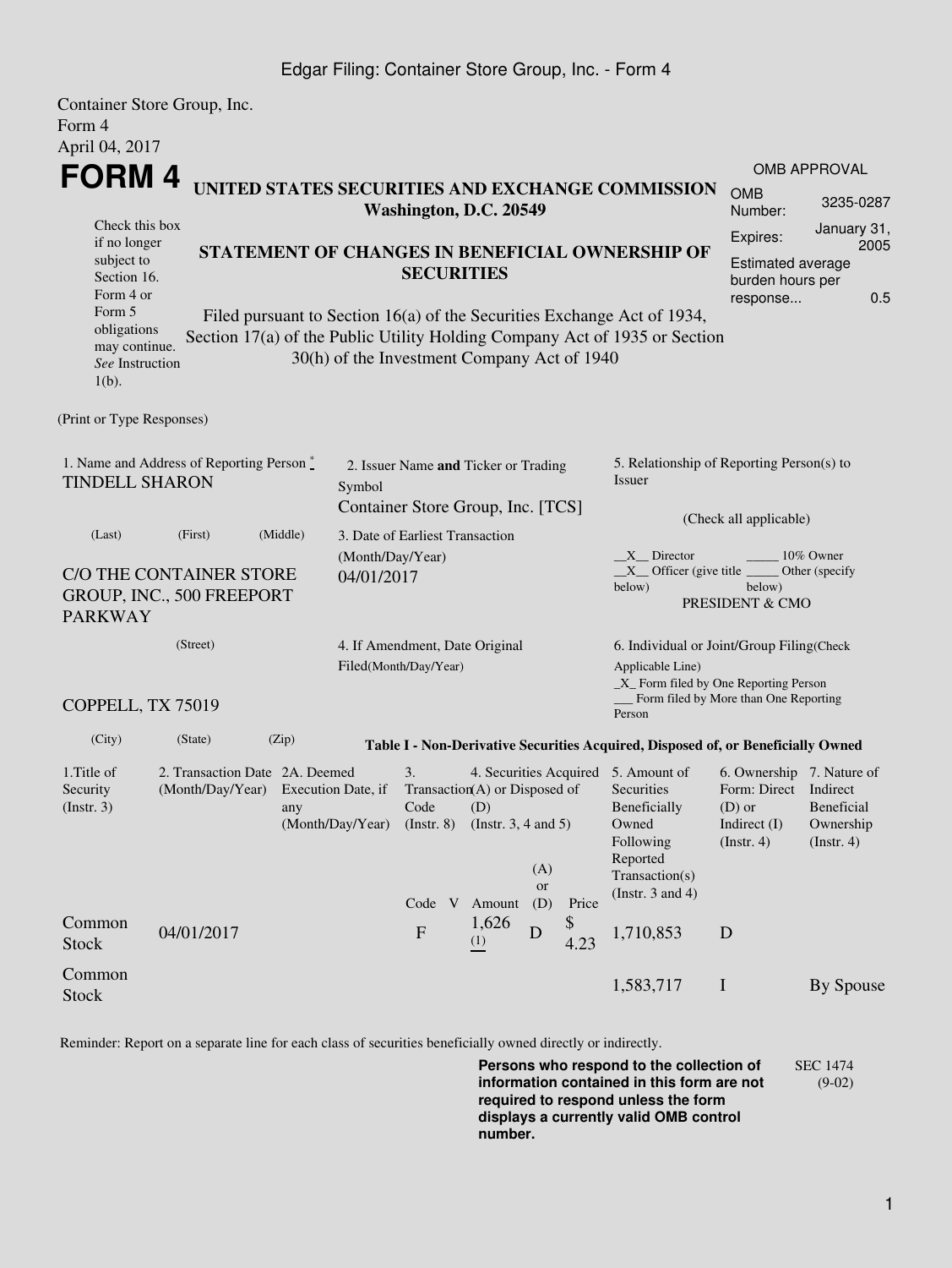Container Store Group, Inc.
Form 4
April 04, 2017

# FORM 4

**UNITED STATES SECURITIES AND EXCHANGE COMMISSION**
**Washington, D.C. 20549**

**STATEMENT OF CHANGES IN BENEFICIAL OWNERSHIP OF SECURITIES**

Filed pursuant to Section 16(a) of the Securities Exchange Act of 1934, Section 17(a) of the Public Utility Holding Company Act of 1935 or Section 30(h) of the Investment Company Act of 1940

Check this box if no longer subject to Section 16. Form 4 or Form 5 obligations may continue. *See* Instruction 1(b).

OMB APPROVAL

| | |
|---|---|
| OMB Number: | 3235-0287 |
| Expires: | January 31, 2005 |
| Estimated average burden hours per response... | 0.5 |

(Print or Type Responses)

1. Name and Address of Reporting Person *
TINDELL SHARON

(Last) (First) (Middle)

C/O THE CONTAINER STORE GROUP, INC., 500 FREEPORT PARKWAY

(Street)

COPPELL, TX 75019

(City) (State) (Zip)

2. Issuer Name **and** Ticker or Trading Symbol
Container Store Group, Inc. [TCS]

3. Date of Earliest Transaction (Month/Day/Year)
04/01/2017

4. If Amendment, Date Original Filed(Month/Day/Year)

5. Relationship of Reporting Person(s) to Issuer

(Check all applicable)

\_\_X\_\_ Director \_\_\_\_\_ 10% Owner
\_\_X\_\_ Officer (give title below) \_\_\_\_\_ Other (specify below)
PRESIDENT & CMO

6. Individual or Joint/Group Filing(Check Applicable Line)
\_X\_ Form filed by One Reporting Person
\_\_\_ Form filed by More than One Reporting Person

**Table I - Non-Derivative Securities Acquired, Disposed of, or Beneficially Owned**

| 1.Title of Security (Instr. 3) | 2. Transaction Date (Month/Day/Year) | 2A. Deemed Execution Date, if any (Month/Day/Year) | 3. Transaction Code (Instr. 8) | | 4. Securities Acquired (A) or Disposed of (D) (Instr. 3, 4 and 5) | | | 5. Amount of Securities Beneficially Owned Following Reported Transaction(s) (Instr. 3 and 4) | 6. Ownership Form: Direct (D) or Indirect (I) (Instr. 4) | 7. Nature of Indirect Beneficial Ownership (Instr. 4) |
|---|---|---|---|---|---|---|---|---|---|---|
| | | | Code | V | Amount | (A) or (D) | Price | | | |
| Common Stock | 04/01/2017 | | F | | 1,626 (1) | D | $ 4.23 | 1,710,853 | D | |
| Common Stock | | | | | | | | 1,583,717 | I | By Spouse |

Reminder: Report on a separate line for each class of securities beneficially owned directly or indirectly.

**Persons who respond to the collection of information contained in this form are not required to respond unless the form displays a currently valid OMB control number.**

SEC 1474 (9-02)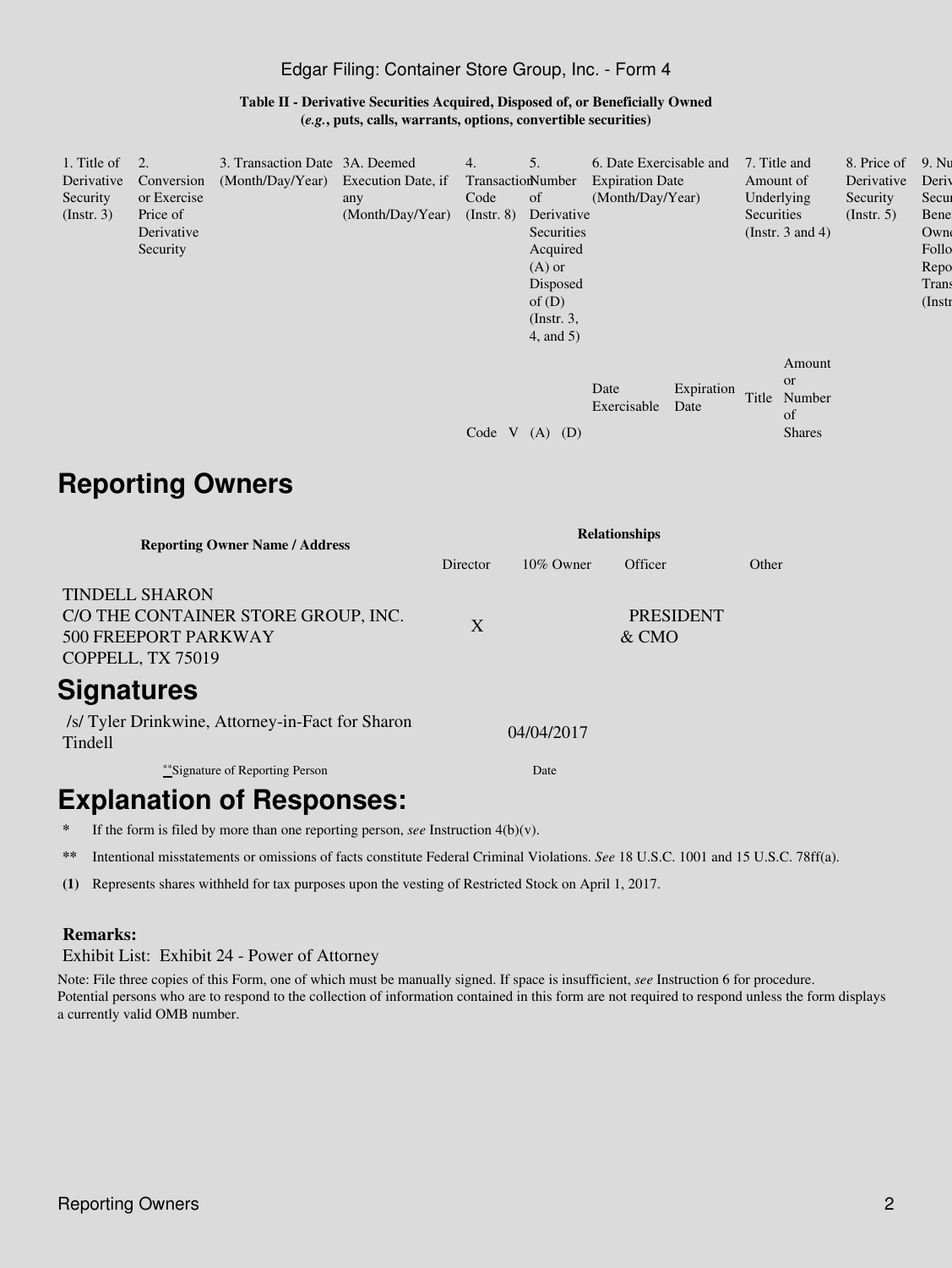Table II - Derivative Securities Acquired, Disposed of, or Beneficially Owned
(*e.g.*, puts, calls, warrants, options, convertible securities)

| 1. Title of Derivative Security (Instr. 3) | 2. Conversion or Exercise Price of Derivative Security | 3. Transaction Date (Month/Day/Year) | 3A. Deemed Execution Date, if any (Month/Day/Year) | 4. Transaction Code (Instr. 8) | | 5. Number of Derivative Securities Acquired (A) or Disposed of (D) (Instr. 3, 4, and 5) | | 6. Date Exercisable and Expiration Date (Month/Day/Year) | | 7. Title and Amount of Underlying Securities (Instr. 3 and 4) | | 8. Price of Derivative Security (Instr. 5) | 9. Nu Deriv Secur Bene Owne Follo Repo Trans (Instr |
|---|---|---|---|---|---|---|---|---|---|---|---|---|---|
| | | | | Code | V | (A) | (D) | Date Exercisable | Expiration Date | Title | Amount or Number of Shares | | |

# Reporting Owners

| Reporting Owner Name / Address | Relationships | | | |
|---|---|---|---|---|
| | Director | 10% Owner | Officer | Other |
| TINDELL SHARON<br>C/O THE CONTAINER STORE GROUP, INC.<br>500 FREEPORT PARKWAY<br>COPPELL, TX 75019 | X | | PRESIDENT & CMO | |

# Signatures

| | |
|---|---|
| /s/ Tyler Drinkwine, Attorney-in-Fact for Sharon Tindell | 04/04/2017 |
| **Signature of Reporting Person | Date |

# Explanation of Responses:

\* If the form is filed by more than one reporting person, *see* Instruction 4(b)(v).

** Intentional misstatements or omissions of facts constitute Federal Criminal Violations. *See* 18 U.S.C. 1001 and 15 U.S.C. 78ff(a).

(1) Represents shares withheld for tax purposes upon the vesting of Restricted Stock on April 1, 2017.

**Remarks:**

Exhibit List: Exhibit 24 - Power of Attorney

Note: File three copies of this Form, one of which must be manually signed. If space is insufficient, *see* Instruction 6 for procedure.
Potential persons who are to respond to the collection of information contained in this form are not required to respond unless the form displays a currently valid OMB number.